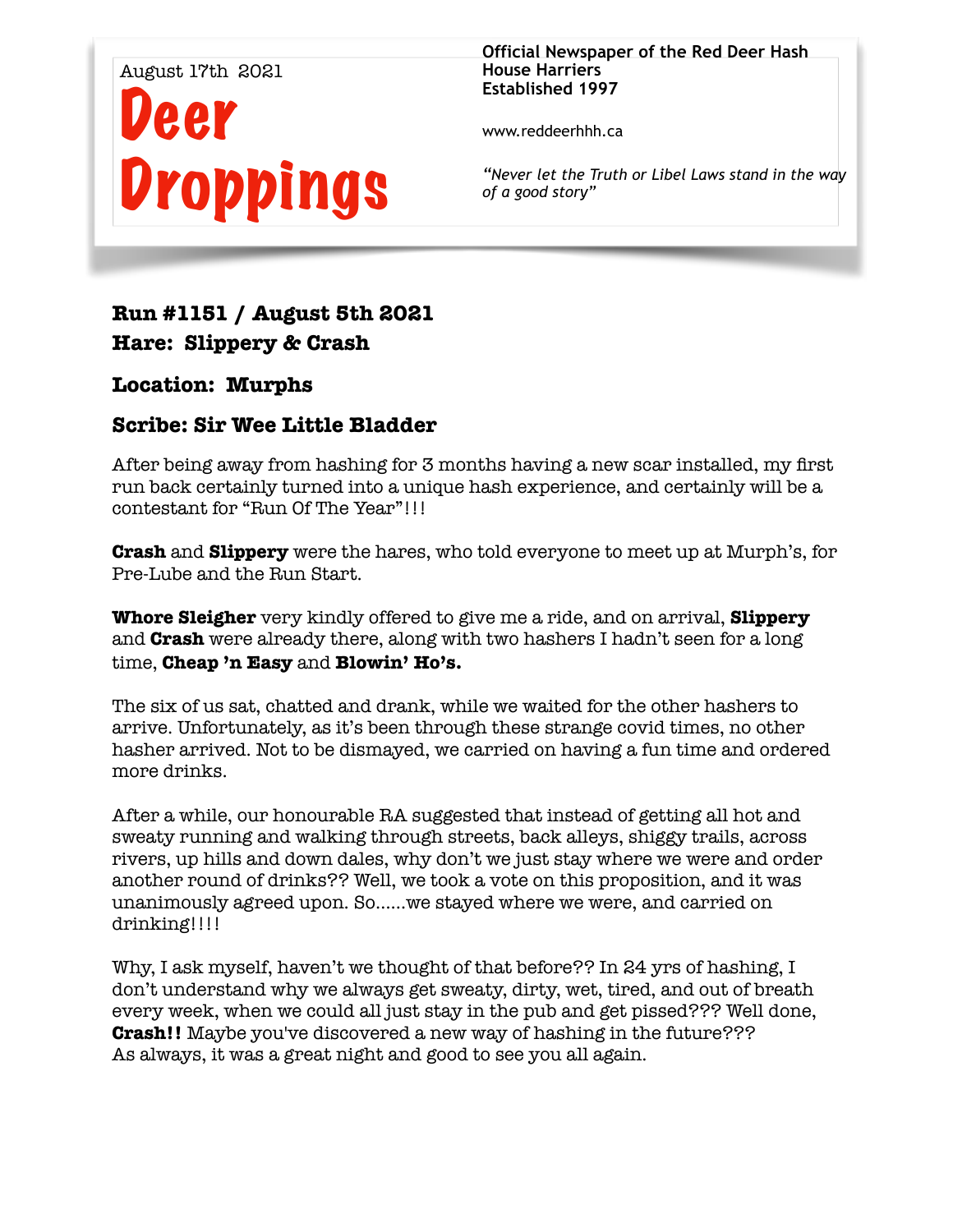August 17th 2021

# Deer Droppings

**Official Newspaper of the Red Deer Hash House Harriers**
**Established 1997**

www.reddeerhhh.ca

*"Never let the Truth or Libel Laws stand in the way of a good story"*

### Run #1151 / August 5th 2021
### Hare: Slippery & Crash

### Location: Murphs

### Scribe: Sir Wee Little Bladder

After being away from hashing for 3 months having a new scar installed, my first run back certainly turned into a unique hash experience, and certainly will be a contestant for "Run Of The Year"!!!

**Crash** and **Slippery** were the hares, who told everyone to meet up at Murph's, for Pre-Lube and the Run Start.

**Whore Sleigher** very kindly offered to give me a ride, and on arrival, **Slippery** and **Crash** were already there, along with two hashers I hadn't seen for a long time, **Cheap 'n Easy** and **Blowin' Ho's.**

The six of us sat, chatted and drank, while we waited for the other hashers to arrive. Unfortunately, as it's been through these strange covid times, no other hasher arrived. Not to be dismayed, we carried on having a fun time and ordered more drinks.

After a while, our honourable RA suggested that instead of getting all hot and sweaty running and walking through streets, back alleys, shiggy trails, across rivers, up hills and down dales, why don't we just stay where we were and order another round of drinks?? Well, we took a vote on this proposition, and it was unanimously agreed upon. So......we stayed where we were, and carried on drinking!!!!

Why, I ask myself, haven't we thought of that before?? In 24 yrs of hashing, I don't understand why we always get sweaty, dirty, wet, tired, and out of breath every week, when we could all just stay in the pub and get pissed??? Well done, **Crash!!** Maybe you've discovered a new way of hashing in the future???
As always, it was a great night and good to see you all again.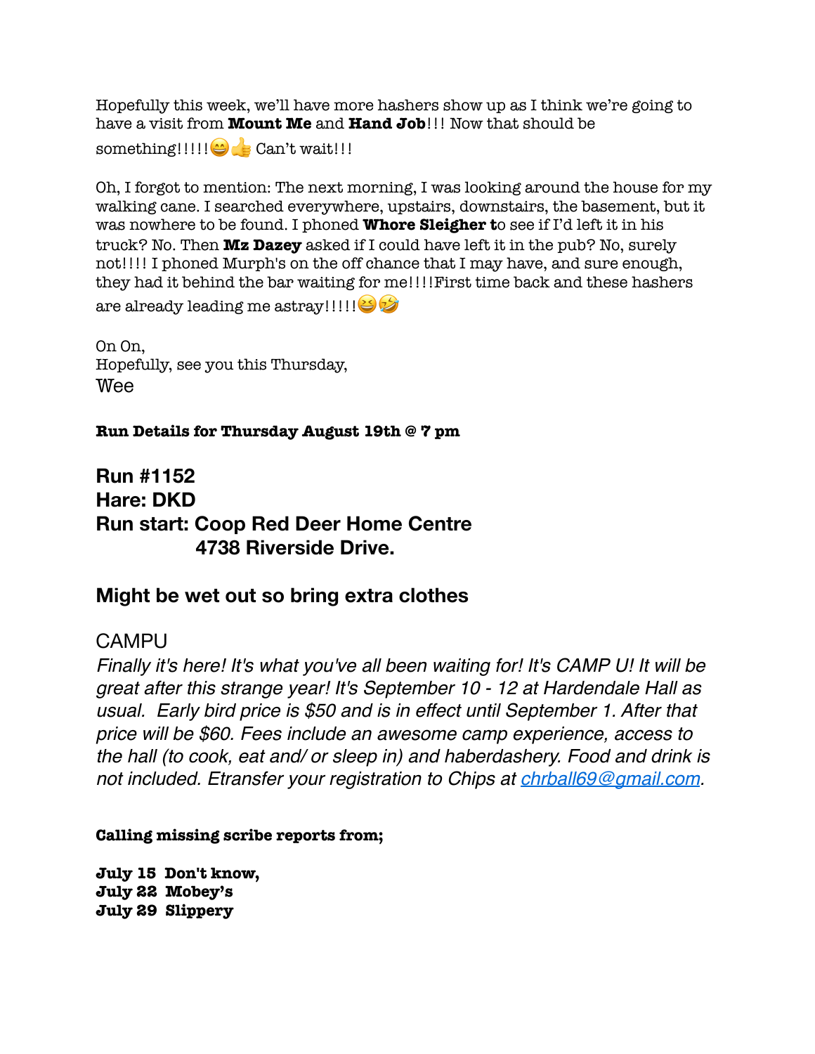Hopefully this week, we'll have more hashers show up as I think we're going to have a visit from **Mount Me** and **Hand Job**!!! Now that should be something!!!!!😄👍 Can't wait!!!

Oh, I forgot to mention: The next morning, I was looking around the house for my walking cane. I searched everywhere, upstairs, downstairs, the basement, but it was nowhere to be found. I phoned **Whore Sleigher t**o see if I'd left it in his truck? No. Then **Mz Dazey** asked if I could have left it in the pub? No, surely not!!!! I phoned Murph's on the off chance that I may have, and sure enough, they had it behind the bar waiting for me!!!!First time back and these hashers are already leading me astray!!!!!😆🤣

On On,
Hopefully, see you this Thursday,
Wee

**Run Details for Thursday August 19th @ 7 pm**

## Run #1152
## Hare: DKD
## Run start: Coop Red Deer Home Centre
## 4738 Riverside Drive.

## Might be wet out so bring extra clothes

CAMPU

*Finally it's here! It's what you've all been waiting for! It's CAMP U! It will be great after this strange year! It's September 10 - 12 at Hardendale Hall as usual. Early bird price is $50 and is in effect until September 1. After that price will be $60. Fees include an awesome camp experience, access to the hall (to cook, eat and/ or sleep in) and haberdashery. Food and drink is not included. Etransfer your registration to Chips at chrball69@gmail.com.*

**Calling missing scribe reports from;**

**July 15 Don't know,**
**July 22 Mobey's**
**July 29 Slippery**